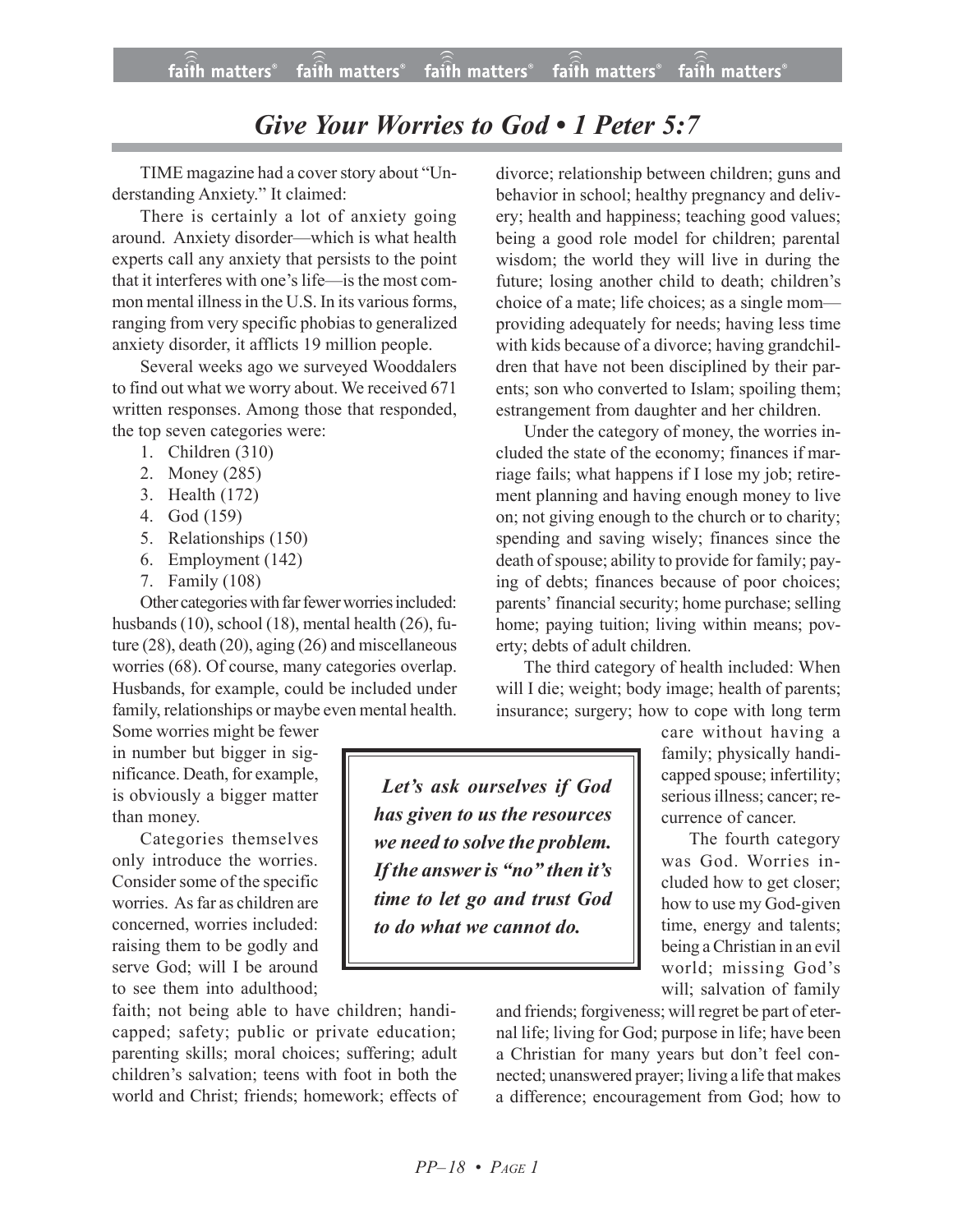# Give Your Worries to God • 1 Peter 5:7

TIME magazine had a cover story about "Understanding Anxiety." It claimed:

There is certainly a lot of anxiety going around. Anxiety disorder—which is what health experts call any anxiety that persists to the point that it interferes with one's life—is the most common mental illness in the U.S. In its various forms, ranging from very specific phobias to generalized anxiety disorder, it afflicts 19 million people.

Several weeks ago we surveyed Wooddalers to find out what we worry about. We received 671 written responses. Among those that responded, the top seven categories were:

1. Children (310)
2. Money (285)
3. Health (172)
4. God (159)
5. Relationships (150)
6. Employment (142)
7. Family (108)

Other categories with far fewer worries included: husbands (10), school (18), mental health (26), future (28), death (20), aging (26) and miscellaneous worries (68). Of course, many categories overlap. Husbands, for example, could be included under family, relationships or maybe even mental health. Some worries might be fewer in number but bigger in significance. Death, for example, is obviously a bigger matter than money.

Categories themselves only introduce the worries. Consider some of the specific worries. As far as children are concerned, worries included: raising them to be godly and serve God; will I be around to see them into adulthood; faith; not being able to have children; handicapped; safety; public or private education; parenting skills; moral choices; suffering; adult children's salvation; teens with foot in both the world and Christ; friends; homework; effects of divorce; relationship between children; guns and behavior in school; healthy pregnancy and delivery; health and happiness; teaching good values; being a good role model for children; parental wisdom; the world they will live in during the future; losing another child to death; children's choice of a mate; life choices; as a single mom—providing adequately for needs; having less time with kids because of a divorce; having grandchildren that have not been disciplined by their parents; son who converted to Islam; spoiling them; estrangement from daughter and her children.

> ***Let's ask ourselves if God has given to us the resources we need to solve the problem. If the answer is "no" then it's time to let go and trust God to do what we cannot do.***

Under the category of money, the worries included the state of the economy; finances if marriage fails; what happens if I lose my job; retirement planning and having enough money to live on; not giving enough to the church or to charity; spending and saving wisely; finances since the death of spouse; ability to provide for family; paying of debts; finances because of poor choices; parents' financial security; home purchase; selling home; paying tuition; living within means; poverty; debts of adult children.

The third category of health included: When will I die; weight; body image; health of parents; insurance; surgery; how to cope with long term care without having a family; physically handicapped spouse; infertility; serious illness; cancer; recurrence of cancer.

The fourth category was God. Worries included how to get closer; how to use my God-given time, energy and talents; being a Christian in an evil world; missing God's will; salvation of family and friends; forgiveness; will regret be part of eternal life; living for God; purpose in life; have been a Christian for many years but don't feel connected; unanswered prayer; living a life that makes a difference; encouragement from God; how to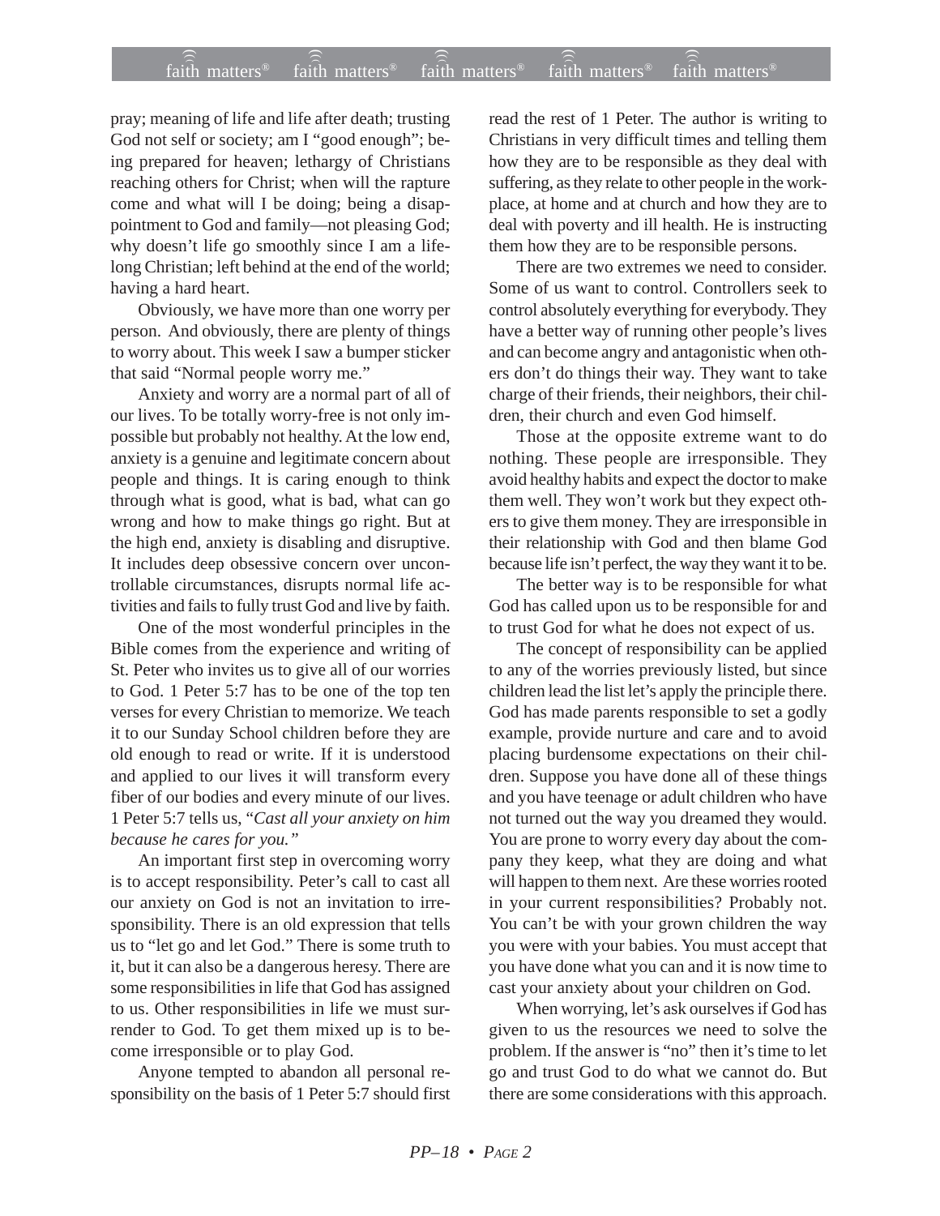pray; meaning of life and life after death; trusting God not self or society; am I "good enough"; being prepared for heaven; lethargy of Christians reaching others for Christ; when will the rapture come and what will I be doing; being a disappointment to God and family—not pleasing God; why doesn't life go smoothly since I am a lifelong Christian; left behind at the end of the world; having a hard heart.

Obviously, we have more than one worry per person. And obviously, there are plenty of things to worry about. This week I saw a bumper sticker that said "Normal people worry me."

Anxiety and worry are a normal part of all of our lives. To be totally worry-free is not only impossible but probably not healthy. At the low end, anxiety is a genuine and legitimate concern about people and things. It is caring enough to think through what is good, what is bad, what can go wrong and how to make things go right. But at the high end, anxiety is disabling and disruptive. It includes deep obsessive concern over uncontrollable circumstances, disrupts normal life activities and fails to fully trust God and live by faith.

One of the most wonderful principles in the Bible comes from the experience and writing of St. Peter who invites us to give all of our worries to God. 1 Peter 5:7 has to be one of the top ten verses for every Christian to memorize. We teach it to our Sunday School children before they are old enough to read or write. If it is understood and applied to our lives it will transform every fiber of our bodies and every minute of our lives. 1 Peter 5:7 tells us, "*Cast all your anxiety on him because he cares for you.*"

An important first step in overcoming worry is to accept responsibility. Peter's call to cast all our anxiety on God is not an invitation to irresponsibility. There is an old expression that tells us to "let go and let God." There is some truth to it, but it can also be a dangerous heresy. There are some responsibilities in life that God has assigned to us. Other responsibilities in life we must surrender to God. To get them mixed up is to become irresponsible or to play God.

Anyone tempted to abandon all personal responsibility on the basis of 1 Peter 5:7 should first read the rest of 1 Peter. The author is writing to Christians in very difficult times and telling them how they are to be responsible as they deal with suffering, as they relate to other people in the workplace, at home and at church and how they are to deal with poverty and ill health. He is instructing them how they are to be responsible persons.

There are two extremes we need to consider. Some of us want to control. Controllers seek to control absolutely everything for everybody. They have a better way of running other people's lives and can become angry and antagonistic when others don't do things their way. They want to take charge of their friends, their neighbors, their children, their church and even God himself.

Those at the opposite extreme want to do nothing. These people are irresponsible. They avoid healthy habits and expect the doctor to make them well. They won't work but they expect others to give them money. They are irresponsible in their relationship with God and then blame God because life isn't perfect, the way they want it to be.

The better way is to be responsible for what God has called upon us to be responsible for and to trust God for what he does not expect of us.

The concept of responsibility can be applied to any of the worries previously listed, but since children lead the list let's apply the principle there. God has made parents responsible to set a godly example, provide nurture and care and to avoid placing burdensome expectations on their children. Suppose you have done all of these things and you have teenage or adult children who have not turned out the way you dreamed they would. You are prone to worry every day about the company they keep, what they are doing and what will happen to them next. Are these worries rooted in your current responsibilities? Probably not. You can't be with your grown children the way you were with your babies. You must accept that you have done what you can and it is now time to cast your anxiety about your children on God.

When worrying, let's ask ourselves if God has given to us the resources we need to solve the problem. If the answer is "no" then it's time to let go and trust God to do what we cannot do. But there are some considerations with this approach.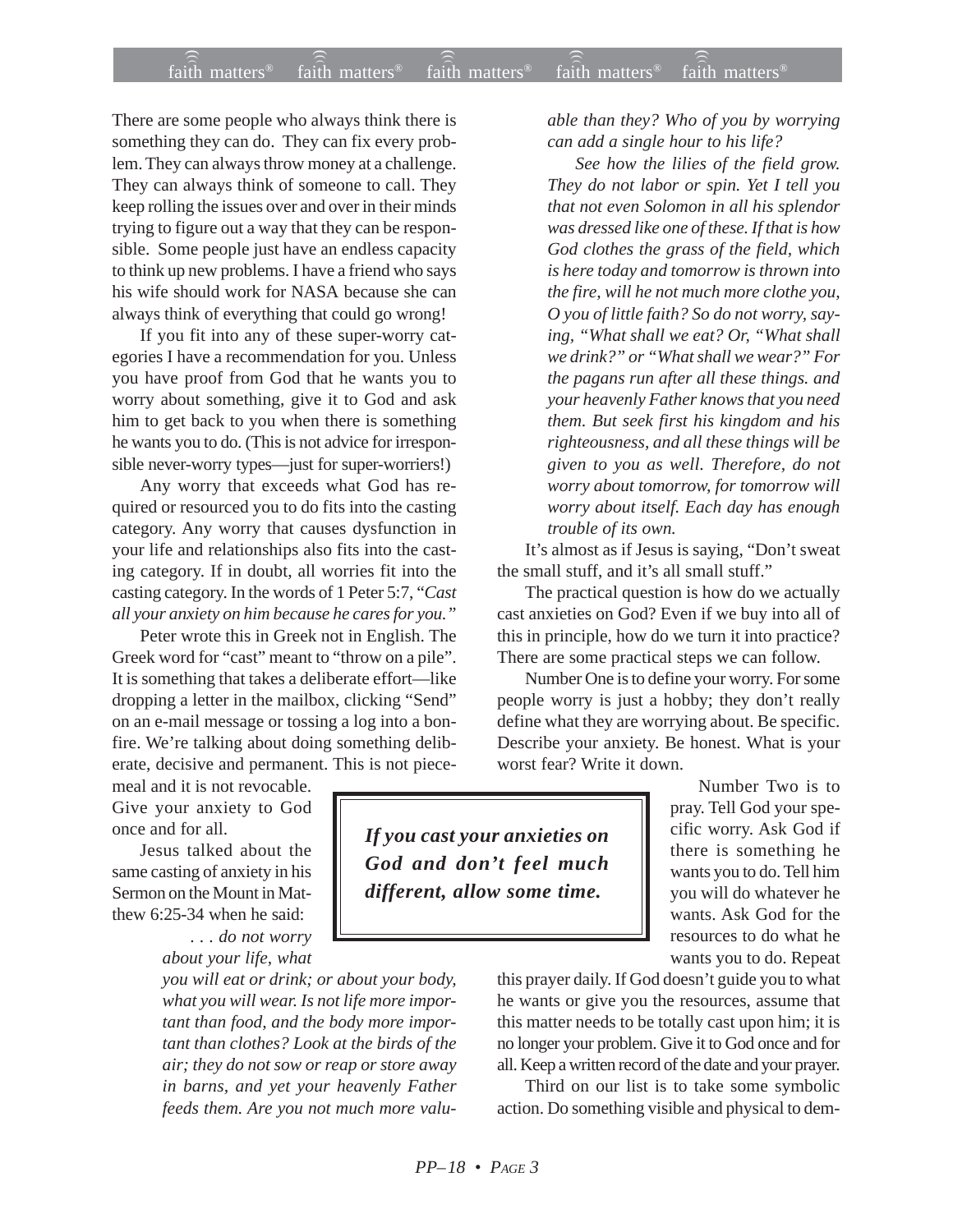There are some people who always think there is something they can do. They can fix every problem. They can always throw money at a challenge. They can always think of someone to call. They keep rolling the issues over and over in their minds trying to figure out a way that they can be responsible. Some people just have an endless capacity to think up new problems. I have a friend who says his wife should work for NASA because she can always think of everything that could go wrong!

If you fit into any of these super-worry categories I have a recommendation for you. Unless you have proof from God that he wants you to worry about something, give it to God and ask him to get back to you when there is something he wants you to do. (This is not advice for irresponsible never-worry types—just for super-worriers!)

Any worry that exceeds what God has required or resourced you to do fits into the casting category. Any worry that causes dysfunction in your life and relationships also fits into the casting category. If in doubt, all worries fit into the casting category. In the words of 1 Peter 5:7, "*Cast all your anxiety on him because he cares for you."*

Peter wrote this in Greek not in English. The Greek word for "cast" meant to "throw on a pile". It is something that takes a deliberate effort—like dropping a letter in the mailbox, clicking "Send" on an e-mail message or tossing a log into a bonfire. We're talking about doing something deliberate, decisive and permanent. This is not piecemeal and it is not revocable. Give your anxiety to God once and for all.

Jesus talked about the same casting of anxiety in his Sermon on the Mount in Matthew 6:25-34 when he said:

> *. . . do not worry about your life, what you will eat or drink; or about your body, what you will wear. Is not life more important than food, and the body more important than clothes? Look at the birds of the air; they do not sow or reap or store away in barns, and yet your heavenly Father feeds them. Are you not much more valuable than they? Who of you by worrying can add a single hour to his life?*
>
> *See how the lilies of the field grow. They do not labor or spin. Yet I tell you that not even Solomon in all his splendor was dressed like one of these. If that is how God clothes the grass of the field, which is here today and tomorrow is thrown into the fire, will he not much more clothe you, O you of little faith? So do not worry, saying, "What shall we eat? Or, "What shall we drink?" or "What shall we wear?" For the pagans run after all these things. and your heavenly Father knows that you need them. But seek first his kingdom and his righteousness, and all these things will be given to you as well. Therefore, do not worry about tomorrow, for tomorrow will worry about itself. Each day has enough trouble of its own.*

It's almost as if Jesus is saying, "Don't sweat the small stuff, and it's all small stuff."

The practical question is how do we actually cast anxieties on God? Even if we buy into all of this in principle, how do we turn it into practice? There are some practical steps we can follow.

Number One is to define your worry. For some people worry is just a hobby; they don't really define what they are worrying about. Be specific. Describe your anxiety. Be honest. What is your worst fear? Write it down.

> ***If you cast your anxieties on God and don't feel much different, allow some time.***

Number Two is to pray. Tell God your specific worry. Ask God if there is something he wants you to do. Tell him you will do whatever he wants. Ask God for the resources to do what he wants you to do. Repeat this prayer daily. If God doesn't guide you to what he wants or give you the resources, assume that this matter needs to be totally cast upon him; it is no longer your problem. Give it to God once and for all. Keep a written record of the date and your prayer.

Third on our list is to take some symbolic action. Do something visible and physical to dem-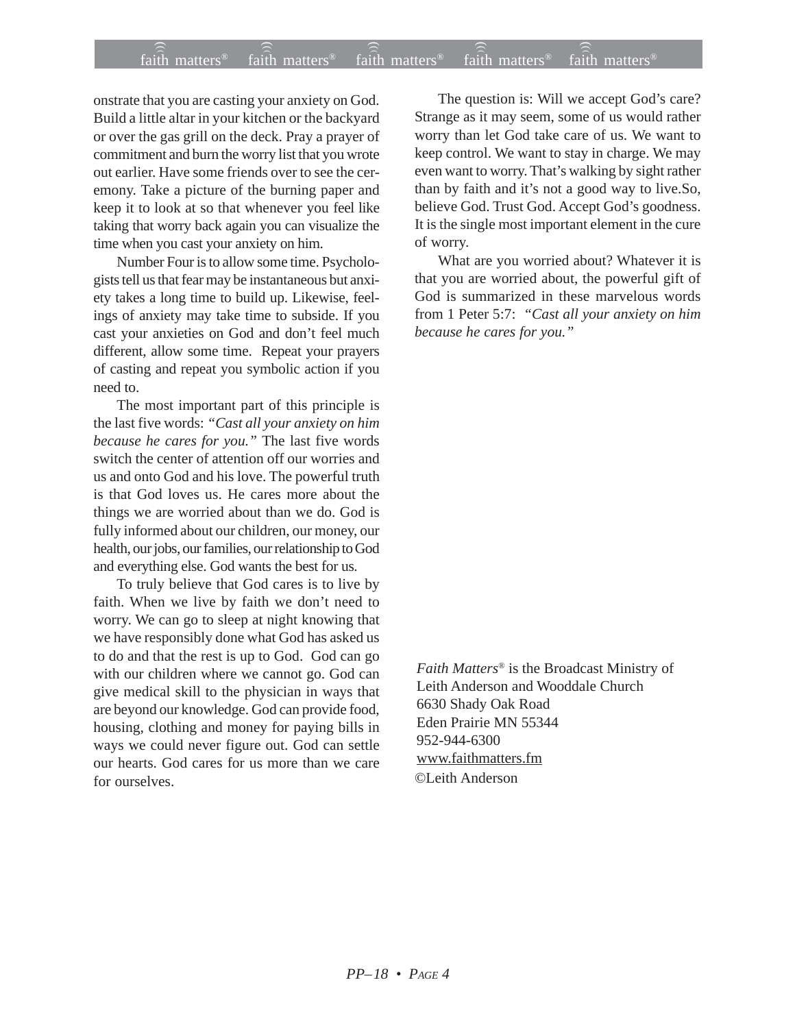onstrate that you are casting your anxiety on God. Build a little altar in your kitchen or the backyard or over the gas grill on the deck. Pray a prayer of commitment and burn the worry list that you wrote out earlier. Have some friends over to see the ceremony. Take a picture of the burning paper and keep it to look at so that whenever you feel like taking that worry back again you can visualize the time when you cast your anxiety on him.

Number Four is to allow some time. Psychologists tell us that fear may be instantaneous but anxiety takes a long time to build up. Likewise, feelings of anxiety may take time to subside. If you cast your anxieties on God and don't feel much different, allow some time. Repeat your prayers of casting and repeat you symbolic action if you need to.

The most important part of this principle is the last five words: *"Cast all your anxiety on him because he cares for you."* The last five words switch the center of attention off our worries and us and onto God and his love. The powerful truth is that God loves us. He cares more about the things we are worried about than we do. God is fully informed about our children, our money, our health, our jobs, our families, our relationship to God and everything else. God wants the best for us.

To truly believe that God cares is to live by faith. When we live by faith we don't need to worry. We can go to sleep at night knowing that we have responsibly done what God has asked us to do and that the rest is up to God. God can go with our children where we cannot go. God can give medical skill to the physician in ways that are beyond our knowledge. God can provide food, housing, clothing and money for paying bills in ways we could never figure out. God can settle our hearts. God cares for us more than we care for ourselves.

The question is: Will we accept God's care? Strange as it may seem, some of us would rather worry than let God take care of us. We want to keep control. We want to stay in charge. We may even want to worry. That's walking by sight rather than by faith and it's not a good way to live.So, believe God. Trust God. Accept God's goodness. It is the single most important element in the cure of worry.

What are you worried about? Whatever it is that you are worried about, the powerful gift of God is summarized in these marvelous words from 1 Peter 5:7: *"Cast all your anxiety on him because he cares for you."*

*Faith Matters*® is the Broadcast Ministry of
Leith Anderson and Wooddale Church
6630 Shady Oak Road
Eden Prairie MN 55344
952-944-6300
www.faithmatters.fm
©Leith Anderson